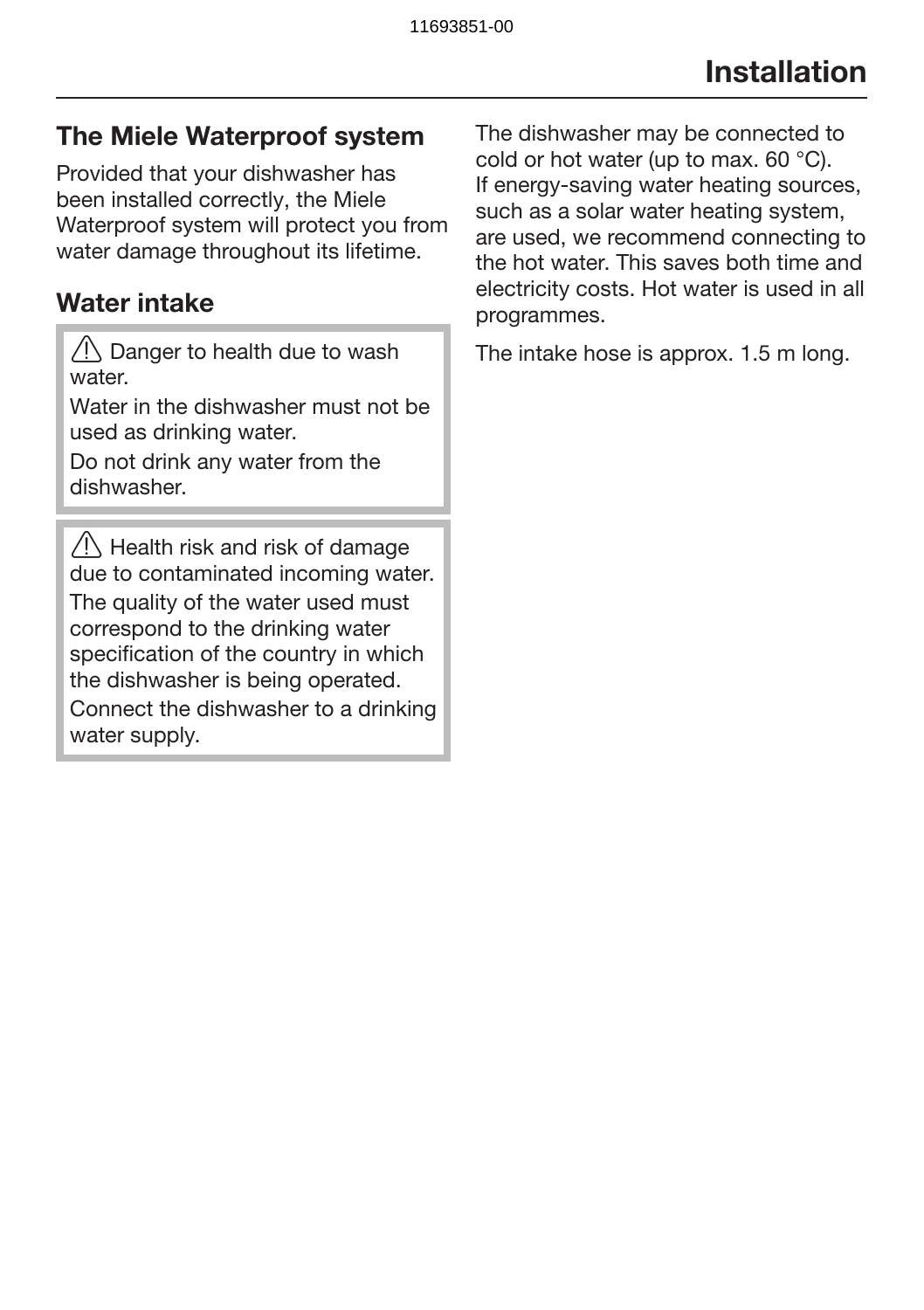# Installation

## The Miele Waterproof system

Provided that your dishwasher has been installed correctly, the Miele Waterproof system will protect you from water damage throughout its lifetime.

## Water intake

> ⚠ Danger to health due to wash water.
>
> Water in the dishwasher must not be used as drinking water.
>
> Do not drink any water from the dishwasher.

> ⚠ Health risk and risk of damage due to contaminated incoming water.
>
> The quality of the water used must correspond to the drinking water specification of the country in which the dishwasher is being operated.
>
> Connect the dishwasher to a drinking water supply.

The dishwasher may be connected to cold or hot water (up to max. 60 °C).
If energy-saving water heating sources, such as a solar water heating system, are used, we recommend connecting to the hot water. This saves both time and electricity costs. Hot water is used in all programmes.

The intake hose is approx. 1.5 m long.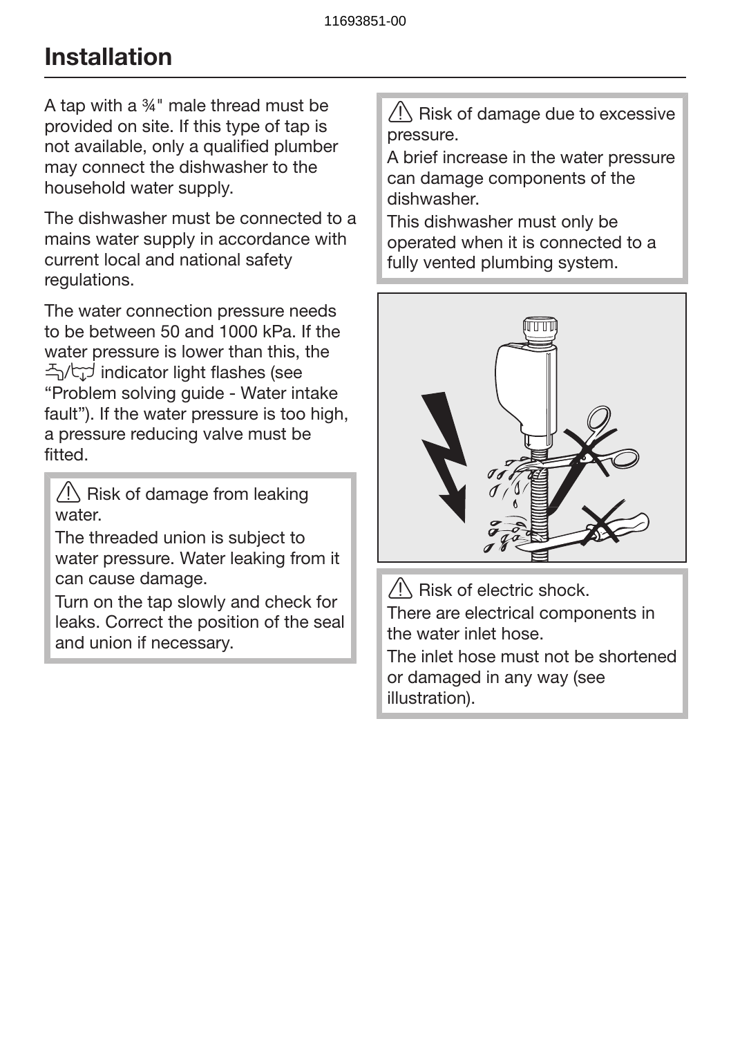# Installation

A tap with a ¾" male thread must be provided on site. If this type of tap is not available, only a qualified plumber may connect the dishwasher to the household water supply.

The dishwasher must be connected to a mains water supply in accordance with current local and national safety regulations.

The water connection pressure needs to be between 50 and 1000 kPa. If the water pressure is lower than this, the indicator light flashes (see "Problem solving guide - Water intake fault"). If the water pressure is too high, a pressure reducing valve must be fitted.

⚠ Risk of damage from leaking water.
The threaded union is subject to water pressure. Water leaking from it can cause damage.
Turn on the tap slowly and check for leaks. Correct the position of the seal and union if necessary.

⚠ Risk of damage due to excessive pressure.
A brief increase in the water pressure can damage components of the dishwasher.
This dishwasher must only be operated when it is connected to a fully vented plumbing system.

⚠ Risk of electric shock.
There are electrical components in the water inlet hose.
The inlet hose must not be shortened or damaged in any way (see illustration).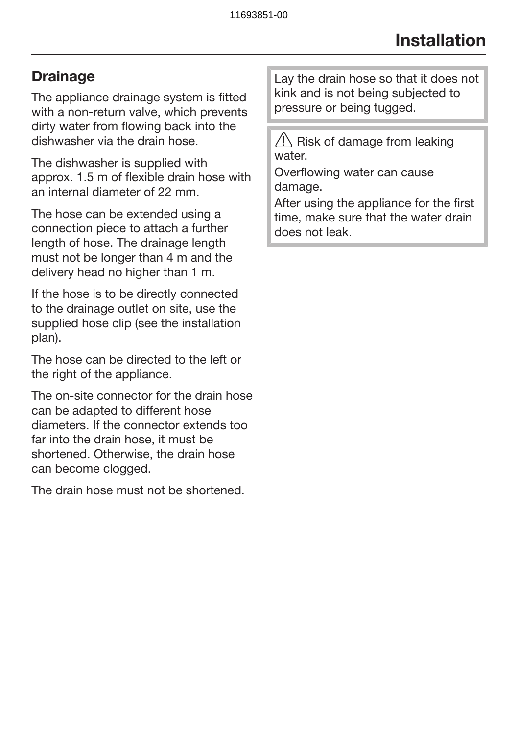## Drainage

The appliance drainage system is fitted with a non-return valve, which prevents dirty water from flowing back into the dishwasher via the drain hose.

The dishwasher is supplied with approx. 1.5 m of flexible drain hose with an internal diameter of 22 mm.

The hose can be extended using a connection piece to attach a further length of hose. The drainage length must not be longer than 4 m and the delivery head no higher than 1 m.

If the hose is to be directly connected to the drainage outlet on site, use the supplied hose clip (see the installation plan).

The hose can be directed to the left or the right of the appliance.

The on-site connector for the drain hose can be adapted to different hose diameters. If the connector extends too far into the drain hose, it must be shortened. Otherwise, the drain hose can become clogged.

The drain hose must not be shortened.

Lay the drain hose so that it does not kink and is not being subjected to pressure or being tugged.

⚠ Risk of damage from leaking water.
Overflowing water can cause damage.
After using the appliance for the first time, make sure that the water drain does not leak.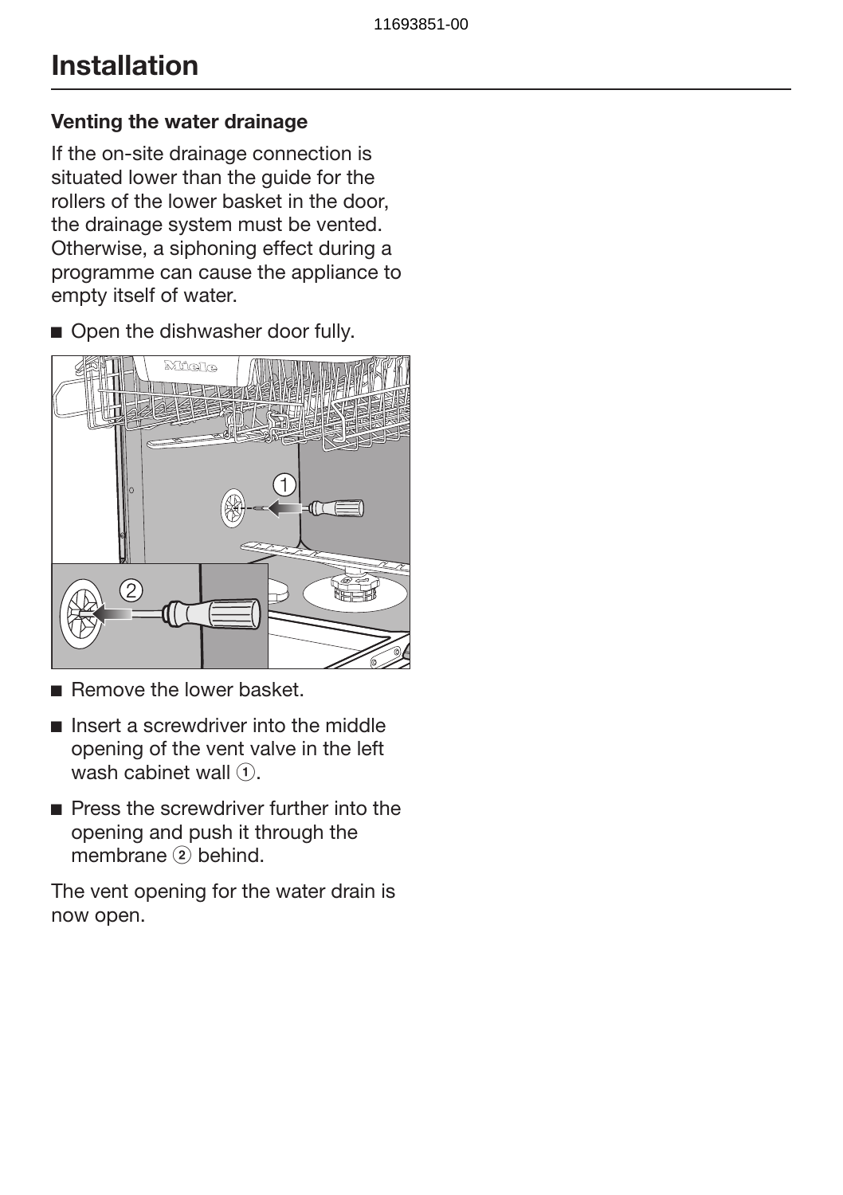# Installation

### Venting the water drainage

If the on-site drainage connection is situated lower than the guide for the rollers of the lower basket in the door, the drainage system must be vented. Otherwise, a siphoning effect during a programme can cause the appliance to empty itself of water.

- Open the dishwasher door fully.
- Remove the lower basket.
- Insert a screwdriver into the middle opening of the vent valve in the left wash cabinet wall ①.
- Press the screwdriver further into the opening and push it through the membrane ② behind.

The vent opening for the water drain is now open.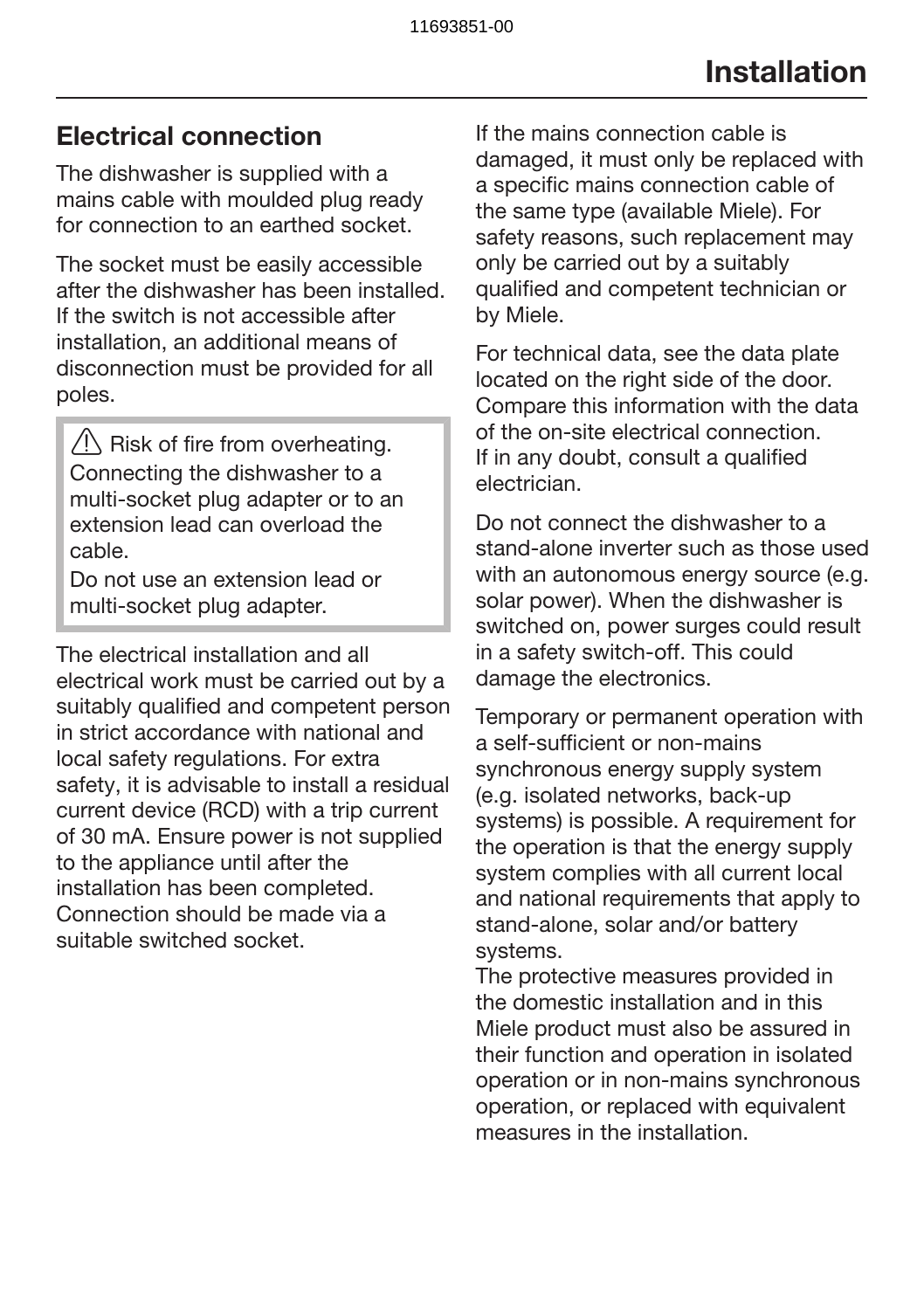# Installation

## Electrical connection

The dishwasher is supplied with a mains cable with moulded plug ready for connection to an earthed socket.

The socket must be easily accessible after the dishwasher has been installed. If the switch is not accessible after installation, an additional means of disconnection must be provided for all poles.

> ⚠ Risk of fire from overheating.
> Connecting the dishwasher to a multi-socket plug adapter or to an extension lead can overload the cable.
> Do not use an extension lead or multi-socket plug adapter.

The electrical installation and all electrical work must be carried out by a suitably qualified and competent person in strict accordance with national and local safety regulations. For extra safety, it is advisable to install a residual current device (RCD) with a trip current of 30 mA. Ensure power is not supplied to the appliance until after the installation has been completed. Connection should be made via a suitable switched socket.

If the mains connection cable is damaged, it must only be replaced with a specific mains connection cable of the same type (available Miele). For safety reasons, such replacement may only be carried out by a suitably qualified and competent technician or by Miele.

For technical data, see the data plate located on the right side of the door. Compare this information with the data of the on-site electrical connection.
If in any doubt, consult a qualified electrician.

Do not connect the dishwasher to a stand-alone inverter such as those used with an autonomous energy source (e.g. solar power). When the dishwasher is switched on, power surges could result in a safety switch-off. This could damage the electronics.

Temporary or permanent operation with a self-sufficient or non-mains synchronous energy supply system (e.g. isolated networks, back-up systems) is possible. A requirement for the operation is that the energy supply system complies with all current local and national requirements that apply to stand-alone, solar and/or battery systems.
The protective measures provided in the domestic installation and in this Miele product must also be assured in their function and operation in isolated operation or in non-mains synchronous operation, or replaced with equivalent measures in the installation.